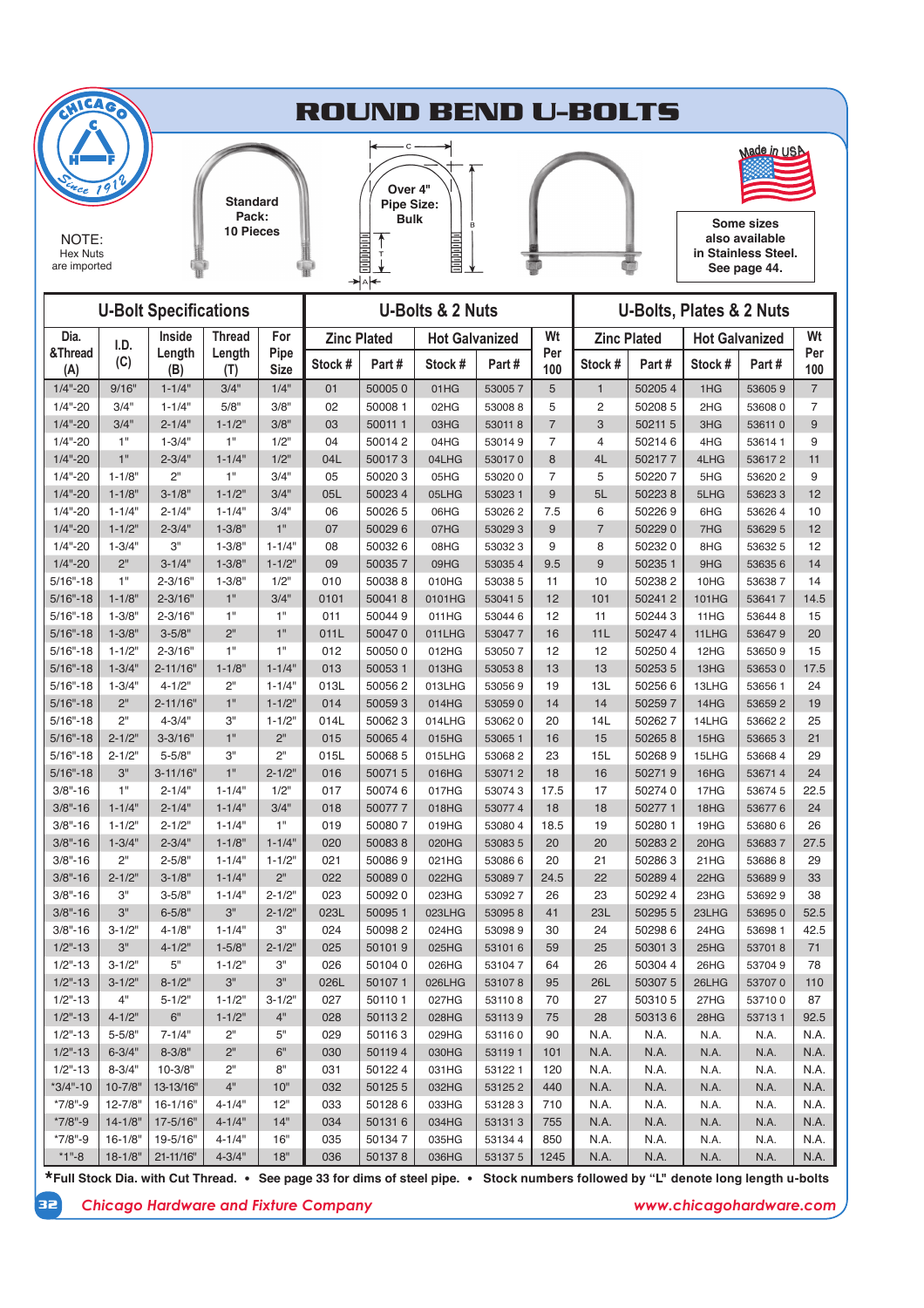# ROUND BEND U-BOLTS

NOTE: Hex Nuts are imported

Standard Pack: 10 Pieces

Over 4" Pipe Size: Bulk

Made in USA

Some sizes also available in Stainless Steel. See page 44.

| U-Bolt Specifications | | | | | U-Bolts & 2 Nuts | | | | | U-Bolts, Plates & 2 Nuts | | | | |
|---|---|---|---|---|---|---|---|---|---|---|---|---|---|---|
| Dia. &Thread (A) | I.D. (C) | Inside Length (B) | Thread Length (T) | For Pipe Size | Zinc Plated Stock # | Zinc Plated Part # | Hot Galvanized Stock # | Hot Galvanized Part # | Wt Per 100 | Zinc Plated Stock # | Zinc Plated Part # | Hot Galvanized Stock # | Hot Galvanized Part # | Wt Per 100 |
| 1/4"-20 | 9/16" | 1-1/4" | 3/4" | 1/4" | 01 | 50005 0 | 01HG | 53005 7 | 5 | 1 | 50205 4 | 1HG | 53605 9 | 7 |
| 1/4"-20 | 3/4" | 1-1/4" | 5/8" | 3/8" | 02 | 50008 1 | 02HG | 53008 8 | 5 | 2 | 50208 5 | 2HG | 53608 0 | 7 |
| 1/4"-20 | 3/4" | 2-1/4" | 1-1/2" | 3/8" | 03 | 50011 1 | 03HG | 53011 8 | 7 | 3 | 50211 5 | 3HG | 53611 0 | 9 |
| 1/4"-20 | 1" | 1-3/4" | 1" | 1/2" | 04 | 50014 2 | 04HG | 53014 9 | 7 | 4 | 50214 6 | 4HG | 53614 1 | 9 |
| 1/4"-20 | 1" | 2-3/4" | 1-1/4" | 1/2" | 04L | 50017 3 | 04LHG | 53017 0 | 8 | 4L | 50217 7 | 4LHG | 53617 2 | 11 |
| 1/4"-20 | 1-1/8" | 2" | 1" | 3/4" | 05 | 50020 3 | 05HG | 53020 0 | 7 | 5 | 50220 7 | 5HG | 53620 2 | 9 |
| 1/4"-20 | 1-1/8" | 3-1/8" | 1-1/2" | 3/4" | 05L | 50023 4 | 05LHG | 53023 1 | 9 | 5L | 50223 8 | 5LHG | 53623 3 | 12 |
| 1/4"-20 | 1-1/4" | 2-1/4" | 1-1/4" | 3/4" | 06 | 50026 5 | 06HG | 53026 2 | 7.5 | 6 | 50226 9 | 6HG | 53626 4 | 10 |
| 1/4"-20 | 1-1/2" | 2-3/4" | 1-3/8" | 1" | 07 | 50029 6 | 07HG | 53029 3 | 9 | 7 | 50229 0 | 7HG | 53629 5 | 12 |
| 1/4"-20 | 1-3/4" | 3" | 1-3/8" | 1-1/4" | 08 | 50032 6 | 08HG | 53032 3 | 9 | 8 | 50232 0 | 8HG | 53632 5 | 12 |
| 1/4"-20 | 2" | 3-1/4" | 1-3/8" | 1-1/2" | 09 | 50035 7 | 09HG | 53035 4 | 9.5 | 9 | 50235 1 | 9HG | 53635 6 | 14 |
| 5/16"-18 | 1" | 2-3/16" | 1-3/8" | 1/2" | 010 | 50038 8 | 010HG | 53038 5 | 11 | 10 | 50238 2 | 10HG | 53638 7 | 14 |
| 5/16"-18 | 1-1/8" | 2-3/16" | 1" | 3/4" | 0101 | 50041 8 | 0101HG | 53041 5 | 12 | 101 | 50241 2 | 101HG | 53641 7 | 14.5 |
| 5/16"-18 | 1-3/8" | 2-3/16" | 1" | 1" | 011 | 50044 9 | 011HG | 53044 6 | 12 | 11 | 50244 3 | 11HG | 53644 8 | 15 |
| 5/16"-18 | 1-3/8" | 3-5/8" | 2" | 1" | 011L | 50047 0 | 011LHG | 53047 7 | 16 | 11L | 50247 4 | 11LHG | 53647 9 | 20 |
| 5/16"-18 | 1-1/2" | 2-3/16" | 1" | 1" | 012 | 50050 0 | 012HG | 53050 7 | 12 | 12 | 50250 4 | 12HG | 53650 9 | 15 |
| 5/16"-18 | 1-3/4" | 2-11/16" | 1-1/8" | 1-1/4" | 013 | 50053 1 | 013HG | 53053 8 | 13 | 13 | 50253 5 | 13HG | 53653 0 | 17.5 |
| 5/16"-18 | 1-3/4" | 4-1/2" | 2" | 1-1/4" | 013L | 50056 2 | 013LHG | 53056 9 | 19 | 13L | 50256 6 | 13LHG | 53656 1 | 24 |
| 5/16"-18 | 2" | 2-11/16" | 1" | 1-1/2" | 014 | 50059 3 | 014HG | 53059 0 | 14 | 14 | 50259 7 | 14HG | 53659 2 | 19 |
| 5/16"-18 | 2" | 4-3/4" | 3" | 1-1/2" | 014L | 50062 3 | 014LHG | 53062 0 | 20 | 14L | 50262 7 | 14LHG | 53662 2 | 25 |
| 5/16"-18 | 2-1/2" | 3-3/16" | 1" | 2" | 015 | 50065 4 | 015HG | 53065 1 | 16 | 15 | 50265 8 | 15HG | 53665 3 | 21 |
| 5/16"-18 | 2-1/2" | 5-5/8" | 3" | 2" | 015L | 50068 5 | 015LHG | 53068 2 | 23 | 15L | 50268 9 | 15LHG | 53668 4 | 29 |
| 5/16"-18 | 3" | 3-11/16" | 1" | 2-1/2" | 016 | 50071 5 | 016HG | 53071 2 | 18 | 16 | 50271 9 | 16HG | 53671 4 | 24 |
| 3/8"-16 | 1" | 2-1/4" | 1-1/4" | 1/2" | 017 | 50074 6 | 017HG | 53074 3 | 17.5 | 17 | 50274 0 | 17HG | 53674 5 | 22.5 |
| 3/8"-16 | 1-1/4" | 2-1/4" | 1-1/4" | 3/4" | 018 | 50077 7 | 018HG | 53077 4 | 18 | 18 | 50277 1 | 18HG | 53677 6 | 24 |
| 3/8"-16 | 1-1/2" | 2-1/2" | 1-1/4" | 1" | 019 | 50080 7 | 019HG | 53080 4 | 18.5 | 19 | 50280 1 | 19HG | 53680 6 | 26 |
| 3/8"-16 | 1-3/4" | 2-3/4" | 1-1/8" | 1-1/4" | 020 | 50083 8 | 020HG | 53083 5 | 20 | 20 | 50283 2 | 20HG | 53683 7 | 27.5 |
| 3/8"-16 | 2" | 2-5/8" | 1-1/4" | 1-1/2" | 021 | 50086 9 | 021HG | 53086 6 | 20 | 21 | 50286 3 | 21HG | 53686 8 | 29 |
| 3/8"-16 | 2-1/2" | 3-1/8" | 1-1/4" | 2" | 022 | 50089 0 | 022HG | 53089 7 | 24.5 | 22 | 50289 4 | 22HG | 53689 9 | 33 |
| 3/8"-16 | 3" | 3-5/8" | 1-1/4" | 2-1/2" | 023 | 50092 0 | 023HG | 53092 7 | 26 | 23 | 50292 4 | 23HG | 53692 9 | 38 |
| 3/8"-16 | 3" | 6-5/8" | 3" | 2-1/2" | 023L | 50095 1 | 023LHG | 53095 8 | 41 | 23L | 50295 5 | 23LHG | 53695 0 | 52.5 |
| 3/8"-16 | 3-1/2" | 4-1/8" | 1-1/4" | 3" | 024 | 50098 2 | 024HG | 53098 9 | 30 | 24 | 50298 6 | 24HG | 53698 1 | 42.5 |
| 1/2"-13 | 3" | 4-1/2" | 1-5/8" | 2-1/2" | 025 | 50101 9 | 025HG | 53101 6 | 59 | 25 | 50301 3 | 25HG | 53701 8 | 71 |
| 1/2"-13 | 3-1/2" | 5" | 1-1/2" | 3" | 026 | 50104 0 | 026HG | 53104 7 | 64 | 26 | 50304 4 | 26HG | 53704 9 | 78 |
| 1/2"-13 | 3-1/2" | 8-1/2" | 3" | 3" | 026L | 50107 1 | 026LHG | 53107 8 | 95 | 26L | 50307 5 | 26LHG | 53707 0 | 110 |
| 1/2"-13 | 4" | 5-1/2" | 1-1/2" | 3-1/2" | 027 | 50110 1 | 027HG | 53110 8 | 70 | 27 | 50310 5 | 27HG | 53710 0 | 87 |
| 1/2"-13 | 4-1/2" | 6" | 1-1/2" | 4" | 028 | 50113 2 | 028HG | 53113 9 | 75 | 28 | 50313 6 | 28HG | 53713 1 | 92.5 |
| 1/2"-13 | 5-5/8" | 7-1/4" | 2" | 5" | 029 | 50116 3 | 029HG | 53116 0 | 90 | N.A. | N.A. | N.A. | N.A. | N.A. |
| 1/2"-13 | 6-3/4" | 8-3/8" | 2" | 6" | 030 | 50119 4 | 030HG | 53119 1 | 101 | N.A. | N.A. | N.A. | N.A. | N.A. |
| 1/2"-13 | 8-3/4" | 10-3/8" | 2" | 8" | 031 | 50122 4 | 031HG | 53122 1 | 120 | N.A. | N.A. | N.A. | N.A. | N.A. |
| *3/4"-10 | 10-7/8" | 13-13/16" | 4" | 10" | 032 | 50125 5 | 032HG | 53125 2 | 440 | N.A. | N.A. | N.A. | N.A. | N.A. |
| *7/8"-9 | 12-7/8" | 16-1/16" | 4-1/4" | 12" | 033 | 50128 6 | 033HG | 53128 3 | 710 | N.A. | N.A. | N.A. | N.A. | N.A. |
| *7/8"-9 | 14-1/8" | 17-5/16" | 4-1/4" | 14" | 034 | 50131 6 | 034HG | 53131 3 | 755 | N.A. | N.A. | N.A. | N.A. | N.A. |
| *7/8"-9 | 16-1/8" | 19-5/16" | 4-1/4" | 16" | 035 | 50134 7 | 035HG | 53134 4 | 850 | N.A. | N.A. | N.A. | N.A. | N.A. |
| *1"-8 | 18-1/8" | 21-11/16" | 4-3/4" | 18" | 036 | 50137 8 | 036HG | 53137 5 | 1245 | N.A. | N.A. | N.A. | N.A. | N.A. |

*Full Stock Dia. with Cut Thread. • See page 33 for dims of steel pipe. • Stock numbers followed by "L" denote long length u-bolts

*Chicago Hardware and Fixture Company* *www.chicagohardware.com*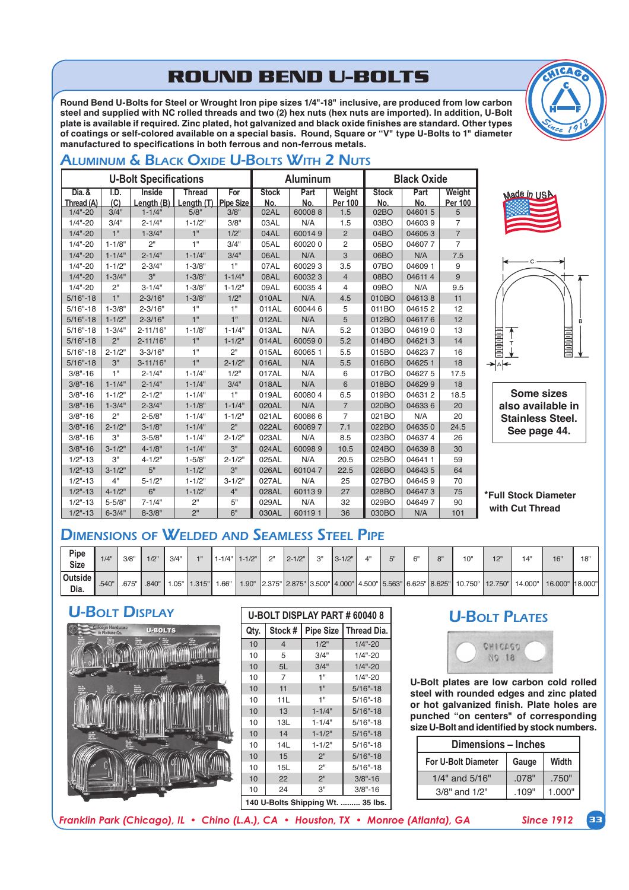# ROUND BEND U-BOLTS

**Round Bend U-Bolts for Steel or Wrought Iron pipe sizes 1/4"-18" inclusive, are produced from low carbon steel and supplied with NC rolled threads and two (2) hex nuts (hex nuts are imported). In addition, U-Bolt plate is available if required. Zinc plated, hot galvanized and black oxide finishes are standard. Other types of coatings or self-colored available on a special basis. Round, Square or "V" type U-Bolts to 1" diameter manufactured to specifications in both ferrous and non-ferrous metals.**

## Aluminum & Black Oxide U-Bolts With 2 Nuts

| U-Bolt Specifications | | | | | Aluminum | | | Black Oxide | | |
|---|---|---|---|---|---|---|---|---|---|---|
| Dia. & Thread (A) | I.D. (C) | Inside Length (B) | Thread Length (T) | For Pipe Size | Stock No. | Part No. | Weight Per 100 | Stock No. | Part No. | Weight Per 100 |
| 1/4"-20 | 3/4" | 1-1/4" | 5/8" | 3/8" | 02AL | 60008 8 | 1.5 | 02BO | 04601 5 | 5 |
| 1/4"-20 | 3/4" | 2-1/4" | 1-1/2" | 3/8" | 03AL | N/A | 1.5 | 03BO | 04603 9 | 7 |
| 1/4"-20 | 1" | 1-3/4" | 1" | 1/2" | 04AL | 60014 9 | 2 | 04BO | 04605 3 | 7 |
| 1/4"-20 | 1-1/8" | 2" | 1" | 3/4" | 05AL | 60020 0 | 2 | 05BO | 04607 7 | 7 |
| 1/4"-20 | 1-1/4" | 2-1/4" | 1-1/4" | 3/4" | 06AL | N/A | 3 | 06BO | N/A | 7.5 |
| 1/4"-20 | 1-1/2" | 2-3/4" | 1-3/8" | 1" | 07AL | 60029 3 | 3.5 | 07BO | 04609 1 | 9 |
| 1/4"-20 | 1-3/4" | 3" | 1-3/8" | 1-1/4" | 08AL | 60032 3 | 4 | 08BO | 04611 4 | 9 |
| 1/4"-20 | 2" | 3-1/4" | 1-3/8" | 1-1/2" | 09AL | 60035 4 | 4 | 09BO | N/A | 9.5 |
| 5/16"-18 | 1" | 2-3/16" | 1-3/8" | 1/2" | 010AL | N/A | 4.5 | 010BO | 04613 8 | 11 |
| 5/16"-18 | 1-3/8" | 2-3/16" | 1" | 1" | 011AL | 60044 6 | 5 | 011BO | 04615 2 | 12 |
| 5/16"-18 | 1-1/2" | 2-3/16" | 1" | 1" | 012AL | N/A | 5 | 012BO | 04617 6 | 12 |
| 5/16"-18 | 1-3/4" | 2-11/16" | 1-1/8" | 1-1/4" | 013AL | N/A | 5.2 | 013BO | 04619 0 | 13 |
| 5/16"-18 | 2" | 2-11/16" | 1" | 1-1/2" | 014AL | 60059 0 | 5.2 | 014BO | 04621 3 | 14 |
| 5/16"-18 | 2-1/2" | 3-3/16" | 1" | 2" | 015AL | 60065 1 | 5.5 | 015BO | 04623 7 | 16 |
| 5/16"-18 | 3" | 3-11/16" | 1" | 2-1/2" | 016AL | N/A | 5.5 | 016BO | 04625 1 | 18 |
| 3/8"-16 | 1" | 2-1/4" | 1-1/4" | 1/2" | 017AL | N/A | 6 | 017BO | 04627 5 | 17.5 |
| 3/8"-16 | 1-1/4" | 2-1/4" | 1-1/4" | 3/4" | 018AL | N/A | 6 | 018BO | 04629 9 | 18 |
| 3/8"-16 | 1-1/2" | 2-1/2" | 1-1/4" | 1" | 019AL | 60080 4 | 6.5 | 019BO | 04631 2 | 18.5 |
| 3/8"-16 | 1-3/4" | 2-3/4" | 1-1/8" | 1-1/4" | 020AL | N/A | 7 | 020BO | 04633 6 | 20 |
| 3/8"-16 | 2" | 2-5/8" | 1-1/4" | 1-1/2" | 021AL | 60086 6 | 7 | 021BO | N/A | 20 |
| 3/8"-16 | 2-1/2" | 3-1/8" | 1-1/4" | 2" | 022AL | 60089 7 | 7.1 | 022BO | 04635 0 | 24.5 |
| 3/8"-16 | 3" | 3-5/8" | 1-1/4" | 2-1/2" | 023AL | N/A | 8.5 | 023BO | 04637 4 | 26 |
| 3/8"-16 | 3-1/2" | 4-1/8" | 1-1/4" | 3" | 024AL | 60098 9 | 10.5 | 024BO | 04639 8 | 30 |
| 1/2"-13 | 3" | 4-1/2" | 1-5/8" | 2-1/2" | 025AL | N/A | 20.5 | 025BO | 04641 1 | 59 |
| 1/2"-13 | 3-1/2" | 5" | 1-1/2" | 3" | 026AL | 60104 7 | 22.5 | 026BO | 04643 5 | 64 |
| 1/2"-13 | 4" | 5-1/2" | 1-1/2" | 3-1/2" | 027AL | N/A | 25 | 027BO | 04645 9 | 70 |
| 1/2"-13 | 4-1/2" | 6" | 1-1/2" | 4" | 028AL | 60113 9 | 27 | 028BO | 04647 3 | 75 |
| 1/2"-13 | 5-5/8" | 7-1/4" | 2" | 5" | 029AL | N/A | 32 | 029BO | 04649 7 | 90 |
| 1/2"-13 | 6-3/4" | 8-3/8" | 2" | 6" | 030AL | 60119 1 | 36 | 030BO | N/A | 101 |

Made in USA

**Some sizes also available in Stainless Steel. See page 44.**

**\*Full Stock Diameter with Cut Thread**

## Dimensions of Welded and Seamless Steel Pipe

| Pipe Size | 1/4" | 3/8" | 1/2" | 3/4" | 1" | 1-1/4" | 1-1/2" | 2" | 2-1/2" | 3" | 3-1/2" | 4" | 5" | 6" | 8" | 10" | 12" | 14" | 16" | 18" |
|---|---|---|---|---|---|---|---|---|---|---|---|---|---|---|---|---|---|---|---|---|
| Outside Dia. | .540" | .675" | .840" | 1.05" | 1.315" | 1.66" | 1.90" | 2.375" | 2.875" | 3.500" | 4.000" | 4.500" | 5.563" | 6.625" | 8.625" | 10.750" | 12.750" | 14.000" | 16.000" | 18.000" |

## U-Bolt Display

| U-BOLT DISPLAY PART # 60040 8 | | | |
|---|---|---|---|
| Qty. | Stock # | Pipe Size | Thread Dia. |
| 10 | 4 | 1/2" | 1/4"-20 |
| 10 | 5 | 3/4" | 1/4"-20 |
| 10 | 5L | 3/4" | 1/4"-20 |
| 10 | 7 | 1" | 1/4"-20 |
| 10 | 11 | 1" | 5/16"-18 |
| 10 | 11L | 1" | 5/16"-18 |
| 10 | 13 | 1-1/4" | 5/16"-18 |
| 10 | 13L | 1-1/4" | 5/16"-18 |
| 10 | 14 | 1-1/2" | 5/16"-18 |
| 10 | 14L | 1-1/2" | 5/16"-18 |
| 10 | 15 | 2" | 5/16"-18 |
| 10 | 15L | 2" | 5/16"-18 |
| 10 | 22 | 2" | 3/8"-16 |
| 10 | 24 | 3" | 3/8"-16 |
| 140 U-Bolts Shipping Wt. ......... 35 lbs. | | | |

## U-Bolt Plates

**U-Bolt plates are low carbon cold rolled steel with rounded edges and zinc plated or hot galvanized finish. Plate holes are punched "on centers" of corresponding size U-Bolt and identified by stock numbers.**

| Dimensions – Inches | | |
|---|---|---|
| For U-Bolt Diameter | Gauge | Width |
| 1/4" and 5/16" | .078" | .750" |
| 3/8" and 1/2" | .109" | 1.000" |

*Franklin Park (Chicago), IL • Chino (L.A.), CA • Houston, TX • Monroe (Atlanta), GA* *Since 1912*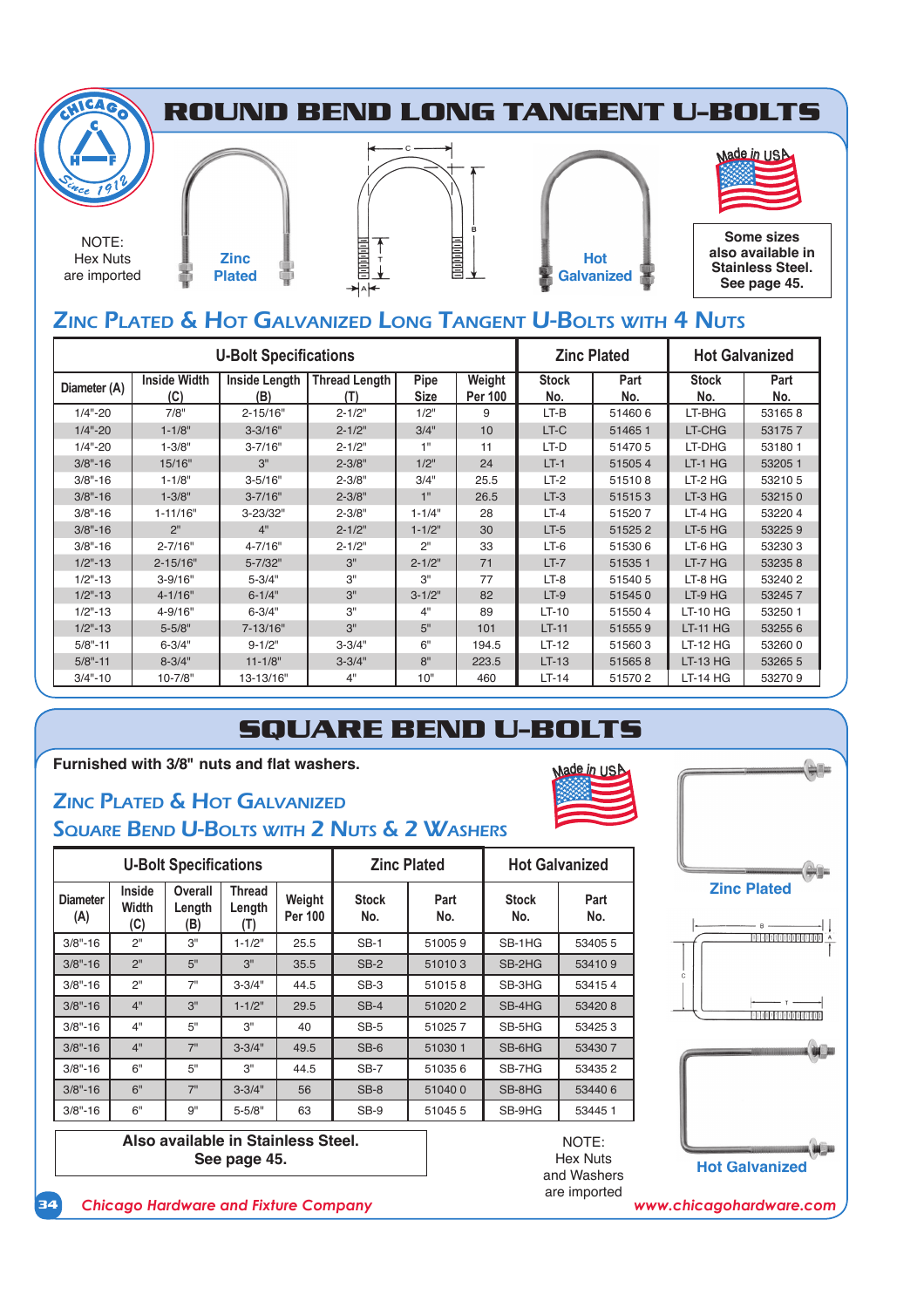# ROUND BEND LONG TANGENT U-BOLTS

NOTE:
Hex Nuts
are imported

Zinc Plated

Hot Galvanized

Made in USA

Some sizes also available in Stainless Steel. See page 45.

## Zinc Plated & Hot Galvanized Long Tangent U-Bolts with 4 Nuts

| U-Bolt Specifications | | | | | | Zinc Plated | | Hot Galvanized | |
|---|---|---|---|---|---|---|---|---|---|
| Diameter (A) | Inside Width (C) | Inside Length (B) | Thread Length (T) | Pipe Size | Weight Per 100 | Stock No. | Part No. | Stock No. | Part No. |
| 1/4"-20 | 7/8" | 2-15/16" | 2-1/2" | 1/2" | 9 | LT-B | 51460 6 | LT-BHG | 53165 8 |
| 1/4"-20 | 1-1/8" | 3-3/16" | 2-1/2" | 3/4" | 10 | LT-C | 51465 1 | LT-CHG | 53175 7 |
| 1/4"-20 | 1-3/8" | 3-7/16" | 2-1/2" | 1" | 11 | LT-D | 51470 5 | LT-DHG | 53180 1 |
| 3/8"-16 | 15/16" | 3" | 2-3/8" | 1/2" | 24 | LT-1 | 51505 4 | LT-1 HG | 53205 1 |
| 3/8"-16 | 1-1/8" | 3-5/16" | 2-3/8" | 3/4" | 25.5 | LT-2 | 51510 8 | LT-2 HG | 53210 5 |
| 3/8"-16 | 1-3/8" | 3-7/16" | 2-3/8" | 1" | 26.5 | LT-3 | 51515 3 | LT-3 HG | 53215 0 |
| 3/8"-16 | 1-11/16" | 3-23/32" | 2-3/8" | 1-1/4" | 28 | LT-4 | 51520 7 | LT-4 HG | 53220 4 |
| 3/8"-16 | 2" | 4" | 2-1/2" | 1-1/2" | 30 | LT-5 | 51525 2 | LT-5 HG | 53225 9 |
| 3/8"-16 | 2-7/16" | 4-7/16" | 2-1/2" | 2" | 33 | LT-6 | 51530 6 | LT-6 HG | 53230 3 |
| 1/2"-13 | 2-15/16" | 5-7/32" | 3" | 2-1/2" | 71 | LT-7 | 51535 1 | LT-7 HG | 53235 8 |
| 1/2"-13 | 3-9/16" | 5-3/4" | 3" | 3" | 77 | LT-8 | 51540 5 | LT-8 HG | 53240 2 |
| 1/2"-13 | 4-1/16" | 6-1/4" | 3" | 3-1/2" | 82 | LT-9 | 51545 0 | LT-9 HG | 53245 7 |
| 1/2"-13 | 4-9/16" | 6-3/4" | 3" | 4" | 89 | LT-10 | 51550 4 | LT-10 HG | 53250 1 |
| 1/2"-13 | 5-5/8" | 7-13/16" | 3" | 5" | 101 | LT-11 | 51555 9 | LT-11 HG | 53255 6 |
| 5/8"-11 | 6-3/4" | 9-1/2" | 3-3/4" | 6" | 194.5 | LT-12 | 51560 3 | LT-12 HG | 53260 0 |
| 5/8"-11 | 8-3/4" | 11-1/8" | 3-3/4" | 8" | 223.5 | LT-13 | 51565 8 | LT-13 HG | 53265 5 |
| 3/4"-10 | 10-7/8" | 13-13/16" | 4" | 10" | 460 | LT-14 | 51570 2 | LT-14 HG | 53270 9 |

# SQUARE BEND U-BOLTS

**Furnished with 3/8" nuts and flat washers.**

## Zinc Plated & Hot Galvanized Square Bend U-Bolts with 2 Nuts & 2 Washers

Made in USA

| U-Bolt Specifications | | | | | Zinc Plated | | Hot Galvanized | |
|---|---|---|---|---|---|---|---|---|
| Diameter (A) | Inside Width (C) | Overall Length (B) | Thread Length (T) | Weight Per 100 | Stock No. | Part No. | Stock No. | Part No. |
| 3/8"-16 | 2" | 3" | 1-1/2" | 25.5 | SB-1 | 51005 9 | SB-1HG | 53405 5 |
| 3/8"-16 | 2" | 5" | 3" | 35.5 | SB-2 | 51010 3 | SB-2HG | 53410 9 |
| 3/8"-16 | 2" | 7" | 3-3/4" | 44.5 | SB-3 | 51015 8 | SB-3HG | 53415 4 |
| 3/8"-16 | 4" | 3" | 1-1/2" | 29.5 | SB-4 | 51020 2 | SB-4HG | 53420 8 |
| 3/8"-16 | 4" | 5" | 3" | 40 | SB-5 | 51025 7 | SB-5HG | 53425 3 |
| 3/8"-16 | 4" | 7" | 3-3/4" | 49.5 | SB-6 | 51030 1 | SB-6HG | 53430 7 |
| 3/8"-16 | 6" | 5" | 3" | 44.5 | SB-7 | 51035 6 | SB-7HG | 53435 2 |
| 3/8"-16 | 6" | 7" | 3-3/4" | 56 | SB-8 | 51040 0 | SB-8HG | 53440 6 |
| 3/8"-16 | 6" | 9" | 5-5/8" | 63 | SB-9 | 51045 5 | SB-9HG | 53445 1 |

Zinc Plated

Hot Galvanized

**Also available in Stainless Steel.
See page 45.**

NOTE:
Hex Nuts
and Washers
are imported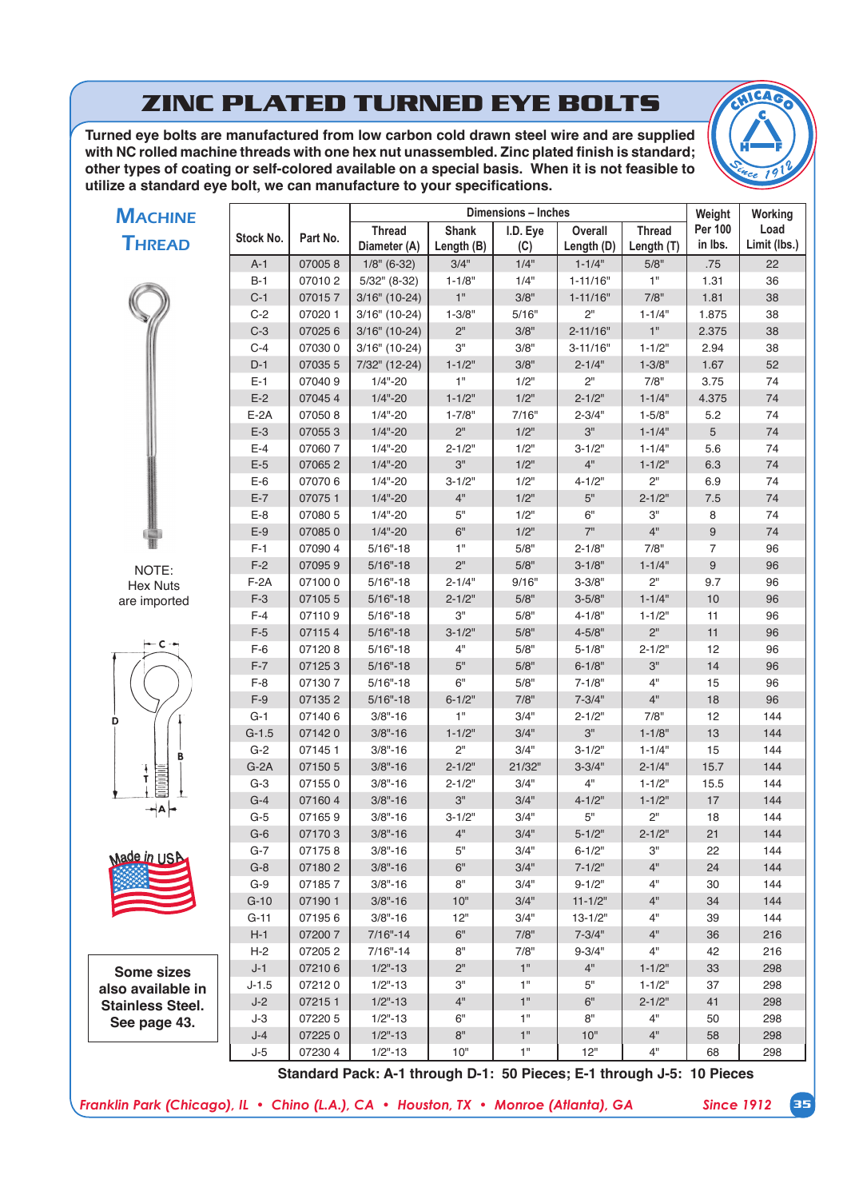# ZINC PLATED TURNED EYE BOLTS

**Turned eye bolts are manufactured from low carbon cold drawn steel wire and are supplied with NC rolled machine threads with one hex nut unassembled. Zinc plated finish is standard; other types of coating or self-colored available on a special basis. When it is not feasible to utilize a standard eye bolt, we can manufacture to your specifications.**

## MACHINE THREAD

NOTE:
Hex Nuts
are imported

Made in USA

**Some sizes also available in Stainless Steel. See page 43.**

| Stock No. | Part No. | Dimensions – Inches | | | | | Weight Per 100 in lbs. | Working Load Limit (lbs.) |
|---|---|---|---|---|---|---|---|---|
| | | Thread Diameter (A) | Shank Length (B) | I.D. Eye (C) | Overall Length (D) | Thread Length (T) | | |
| A-1 | 07005 8 | 1/8" (6-32) | 3/4" | 1/4" | 1-1/4" | 5/8" | .75 | 22 |
| B-1 | 07010 2 | 5/32" (8-32) | 1-1/8" | 1/4" | 1-11/16" | 1" | 1.31 | 36 |
| C-1 | 07015 7 | 3/16" (10-24) | 1" | 3/8" | 1-11/16" | 7/8" | 1.81 | 38 |
| C-2 | 07020 1 | 3/16" (10-24) | 1-3/8" | 5/16" | 2" | 1-1/4" | 1.875 | 38 |
| C-3 | 07025 6 | 3/16" (10-24) | 2" | 3/8" | 2-11/16" | 1" | 2.375 | 38 |
| C-4 | 07030 0 | 3/16" (10-24) | 3" | 3/8" | 3-11/16" | 1-1/2" | 2.94 | 38 |
| D-1 | 07035 5 | 7/32" (12-24) | 1-1/2" | 3/8" | 2-1/4" | 1-3/8" | 1.67 | 52 |
| E-1 | 07040 9 | 1/4"-20 | 1" | 1/2" | 2" | 7/8" | 3.75 | 74 |
| E-2 | 07045 4 | 1/4"-20 | 1-1/2" | 1/2" | 2-1/2" | 1-1/4" | 4.375 | 74 |
| E-2A | 07050 8 | 1/4"-20 | 1-7/8" | 7/16" | 2-3/4" | 1-5/8" | 5.2 | 74 |
| E-3 | 07055 3 | 1/4"-20 | 2" | 1/2" | 3" | 1-1/4" | 5 | 74 |
| E-4 | 07060 7 | 1/4"-20 | 2-1/2" | 1/2" | 3-1/2" | 1-1/4" | 5.6 | 74 |
| E-5 | 07065 2 | 1/4"-20 | 3" | 1/2" | 4" | 1-1/2" | 6.3 | 74 |
| E-6 | 07070 6 | 1/4"-20 | 3-1/2" | 1/2" | 4-1/2" | 2" | 6.9 | 74 |
| E-7 | 07075 1 | 1/4"-20 | 4" | 1/2" | 5" | 2-1/2" | 7.5 | 74 |
| E-8 | 07080 5 | 1/4"-20 | 5" | 1/2" | 6" | 3" | 8 | 74 |
| E-9 | 07085 0 | 1/4"-20 | 6" | 1/2" | 7" | 4" | 9 | 74 |
| F-1 | 07090 4 | 5/16"-18 | 1" | 5/8" | 2-1/8" | 7/8" | 7 | 96 |
| F-2 | 07095 9 | 5/16"-18 | 2" | 5/8" | 3-1/8" | 1-1/4" | 9 | 96 |
| F-2A | 07100 0 | 5/16"-18 | 2-1/4" | 9/16" | 3-3/8" | 2" | 9.7 | 96 |
| F-3 | 07105 5 | 5/16"-18 | 2-1/2" | 5/8" | 3-5/8" | 1-1/4" | 10 | 96 |
| F-4 | 07110 9 | 5/16"-18 | 3" | 5/8" | 4-1/8" | 1-1/2" | 11 | 96 |
| F-5 | 07115 4 | 5/16"-18 | 3-1/2" | 5/8" | 4-5/8" | 2" | 11 | 96 |
| F-6 | 07120 8 | 5/16"-18 | 4" | 5/8" | 5-1/8" | 2-1/2" | 12 | 96 |
| F-7 | 07125 3 | 5/16"-18 | 5" | 5/8" | 6-1/8" | 3" | 14 | 96 |
| F-8 | 07130 7 | 5/16"-18 | 6" | 5/8" | 7-1/8" | 4" | 15 | 96 |
| F-9 | 07135 2 | 5/16"-18 | 6-1/2" | 7/8" | 7-3/4" | 4" | 18 | 96 |
| G-1 | 07140 6 | 3/8"-16 | 1" | 3/4" | 2-1/2" | 7/8" | 12 | 144 |
| G-1.5 | 07142 0 | 3/8"-16 | 1-1/2" | 3/4" | 3" | 1-1/8" | 13 | 144 |
| G-2 | 07145 1 | 3/8"-16 | 2" | 3/4" | 3-1/2" | 1-1/4" | 15 | 144 |
| G-2A | 07150 5 | 3/8"-16 | 2-1/2" | 21/32" | 3-3/4" | 2-1/4" | 15.7 | 144 |
| G-3 | 07155 0 | 3/8"-16 | 2-1/2" | 3/4" | 4" | 1-1/2" | 15.5 | 144 |
| G-4 | 07160 4 | 3/8"-16 | 3" | 3/4" | 4-1/2" | 1-1/2" | 17 | 144 |
| G-5 | 07165 9 | 3/8"-16 | 3-1/2" | 3/4" | 5" | 2" | 18 | 144 |
| G-6 | 07170 3 | 3/8"-16 | 4" | 3/4" | 5-1/2" | 2-1/2" | 21 | 144 |
| G-7 | 07175 8 | 3/8"-16 | 5" | 3/4" | 6-1/2" | 3" | 22 | 144 |
| G-8 | 07180 2 | 3/8"-16 | 6" | 3/4" | 7-1/2" | 4" | 24 | 144 |
| G-9 | 07185 7 | 3/8"-16 | 8" | 3/4" | 9-1/2" | 4" | 30 | 144 |
| G-10 | 07190 1 | 3/8"-16 | 10" | 3/4" | 11-1/2" | 4" | 34 | 144 |
| G-11 | 07195 6 | 3/8"-16 | 12" | 3/4" | 13-1/2" | 4" | 39 | 144 |
| H-1 | 07200 7 | 7/16"-14 | 6" | 7/8" | 7-3/4" | 4" | 36 | 216 |
| H-2 | 07205 2 | 7/16"-14 | 8" | 7/8" | 9-3/4" | 4" | 42 | 216 |
| J-1 | 07210 6 | 1/2"-13 | 2" | 1" | 4" | 1-1/2" | 33 | 298 |
| J-1.5 | 07212 0 | 1/2"-13 | 3" | 1" | 5" | 1-1/2" | 37 | 298 |
| J-2 | 07215 1 | 1/2"-13 | 4" | 1" | 6" | 2-1/2" | 41 | 298 |
| J-3 | 07220 5 | 1/2"-13 | 6" | 1" | 8" | 4" | 50 | 298 |
| J-4 | 07225 0 | 1/2"-13 | 8" | 1" | 10" | 4" | 58 | 298 |
| J-5 | 07230 4 | 1/2"-13 | 10" | 1" | 12" | 4" | 68 | 298 |

**Standard Pack: A-1 through D-1: 50 Pieces; E-1 through J-5: 10 Pieces**

*Franklin Park (Chicago), IL • Chino (L.A.), CA • Houston, TX • Monroe (Atlanta), GA* *Since 1912*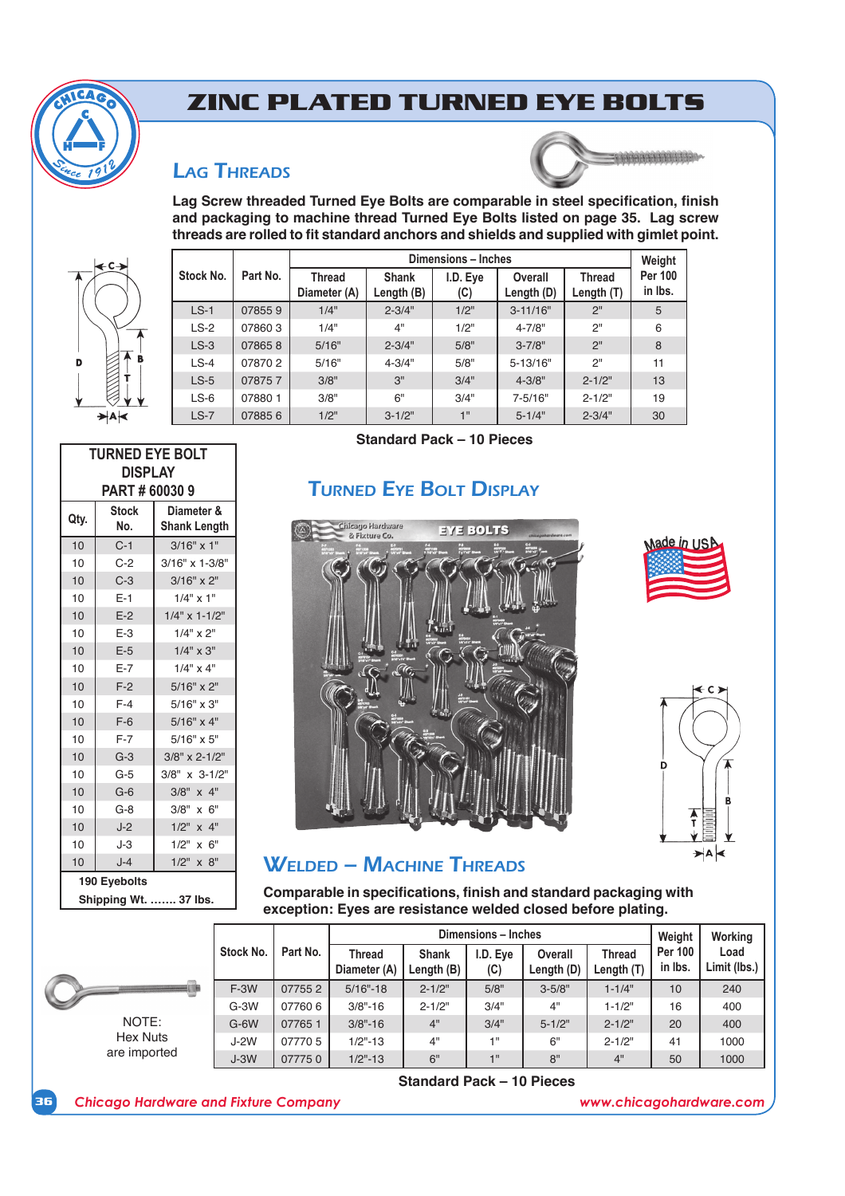# ZINC PLATED TURNED EYE BOLTS

## Lag Threads

**Lag Screw threaded Turned Eye Bolts are comparable in steel specification, finish and packaging to machine thread Turned Eye Bolts listed on page 35. Lag screw threads are rolled to fit standard anchors and shields and supplied with gimlet point.**

| Stock No. | Part No. | Dimensions – Inches | | | | | Weight Per 100 in lbs. |
|---|---|---|---|---|---|---|---|
| | | Thread Diameter (A) | Shank Length (B) | I.D. Eye (C) | Overall Length (D) | Thread Length (T) | |
| LS-1 | 07855 9 | 1/4" | 2-3/4" | 1/2" | 3-11/16" | 2" | 5 |
| LS-2 | 07860 3 | 1/4" | 4" | 1/2" | 4-7/8" | 2" | 6 |
| LS-3 | 07865 8 | 5/16" | 2-3/4" | 5/8" | 3-7/8" | 2" | 8 |
| LS-4 | 07870 2 | 5/16" | 4-3/4" | 5/8" | 5-13/16" | 2" | 11 |
| LS-5 | 07875 7 | 3/8" | 3" | 3/4" | 4-3/8" | 2-1/2" | 13 |
| LS-6 | 07880 1 | 3/8" | 6" | 3/4" | 7-5/16" | 2-1/2" | 19 |
| LS-7 | 07885 6 | 1/2" | 3-1/2" | 1" | 5-1/4" | 2-3/4" | 30 |

**Standard Pack – 10 Pieces**

### TURNED EYE BOLT DISPLAY PART # 60030 9

| Qty. | Stock No. | Diameter & Shank Length |
|---|---|---|
| 10 | C-1 | 3/16" x 1" |
| 10 | C-2 | 3/16" x 1-3/8" |
| 10 | C-3 | 3/16" x 2" |
| 10 | E-1 | 1/4" x 1" |
| 10 | E-2 | 1/4" x 1-1/2" |
| 10 | E-3 | 1/4" x 2" |
| 10 | E-5 | 1/4" x 3" |
| 10 | E-7 | 1/4" x 4" |
| 10 | F-2 | 5/16" x 2" |
| 10 | F-4 | 5/16" x 3" |
| 10 | F-6 | 5/16" x 4" |
| 10 | F-7 | 5/16" x 5" |
| 10 | G-3 | 3/8" x 2-1/2" |
| 10 | G-5 | 3/8" x 3-1/2" |
| 10 | G-6 | 3/8" x 4" |
| 10 | G-8 | 3/8" x 6" |
| 10 | J-2 | 1/2" x 4" |
| 10 | J-3 | 1/2" x 6" |
| 10 | J-4 | 1/2" x 8" |

**190 Eyebolts**
**Shipping Wt. ....... 37 lbs.**

## Turned Eye Bolt Display

Made in USA

## Welded – Machine Threads

**Comparable in specifications, finish and standard packaging with exception: Eyes are resistance welded closed before plating.**

| Stock No. | Part No. | Dimensions – Inches | | | | | Weight Per 100 in lbs. | Working Load Limit (lbs.) |
|---|---|---|---|---|---|---|---|---|
| | | Thread Diameter (A) | Shank Length (B) | I.D. Eye (C) | Overall Length (D) | Thread Length (T) | | |
| F-3W | 07755 2 | 5/16"-18 | 2-1/2" | 5/8" | 3-5/8" | 1-1/4" | 10 | 240 |
| G-3W | 07760 6 | 3/8"-16 | 2-1/2" | 3/4" | 4" | 1-1/2" | 16 | 400 |
| G-6W | 07765 1 | 3/8"-16 | 4" | 3/4" | 5-1/2" | 2-1/2" | 20 | 400 |
| J-2W | 07770 5 | 1/2"-13 | 4" | 1" | 6" | 2-1/2" | 41 | 1000 |
| J-3W | 07775 0 | 1/2"-13 | 6" | 1" | 8" | 4" | 50 | 1000 |

NOTE:
Hex Nuts
are imported

**Standard Pack – 10 Pieces**